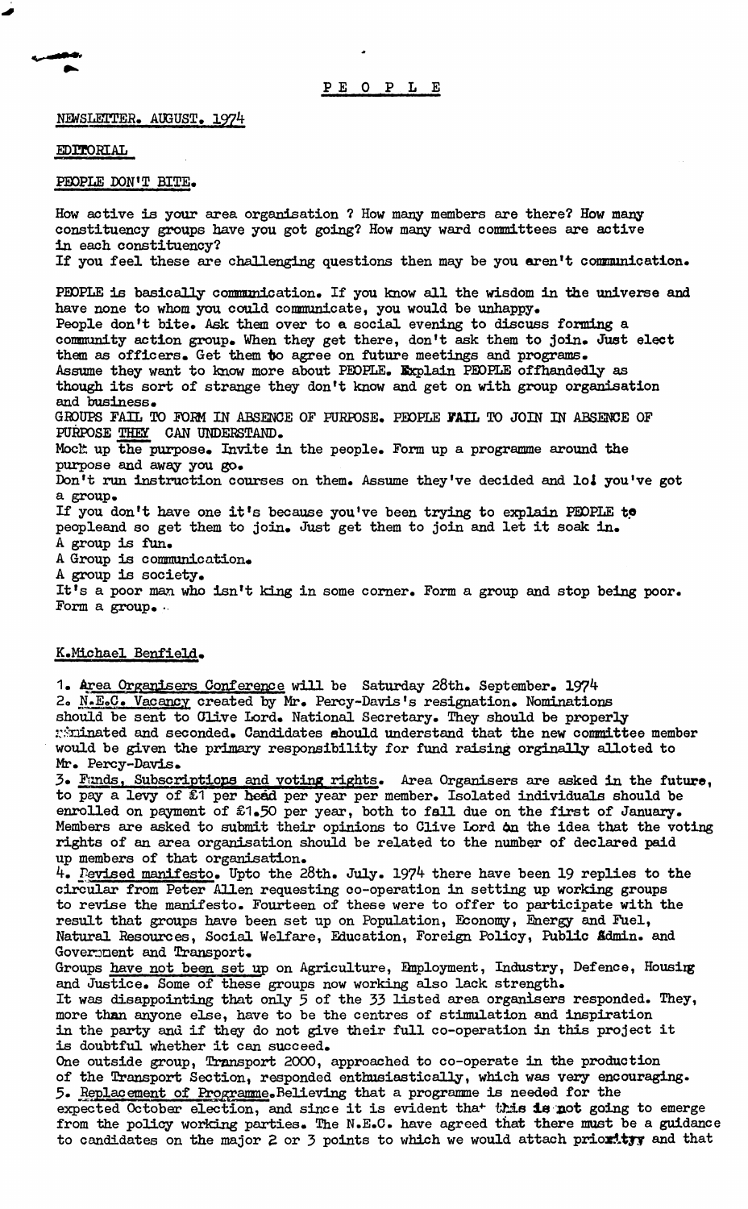# PEOPLE

NEWSLETTER. AUGUST. 1974

## EDITORIAL

### PEOPLE DON'T BITE.

How active is your area organisation ? How many members are there? How many constituency groups have you got going? How many ward committees are active in each constituency?
If you feel these are challenging questions then may be you aren't communication.

PEOPLE is basically communication. If you know all the wisdom in the universe and have none to whom you could communicate, you would be unhappy.
People don't bite. Ask them over to a social evening to discuss forming a community action group. When they get there, don't ask them to join. Just elect them as officers. Get them to agree on future meetings and programs.
Assume they want to know more about PEOPLE. Explain PEOPLE offhandedly as though its sort of strange they don't know and get on with group organisation and business.
GROUPS FAIL TO FORM IN ABSENCE OF PURPOSE. PEOPLE FAIL TO JOIN IN ABSENCE OF PURPOSE THEY CAN UNDERSTAND.
Mock up the purpose. Invite in the people. Form up a programme around the purpose and away you go.
Don't run instruction courses on them. Assume they've decided and lo! you've got a group.
If you don't have one it's because you've been trying to explain PEOPLE to peopleand so get them to join. Just get them to join and let it soak in.
A group is fun.
A Group is communication.
A group is society.
It's a poor man who isn't king in some corner. Form a group and stop being poor.
Form a group.

K.Michael Benfield.

1. Area Organisers Conference will be Saturday 28th. September. 1974
2. N.E.C. Vacancy created by Mr. Percy-Davis's resignation. Nominations should be sent to Clive Lord. National Secretary. They should be properly nominated and seconded. Candidates should understand that the new committee member would be given the primary responsibility for fund raising orginally alloted to Mr. Percy-Davis.
3. Funds, Subscriptions and voting rights. Area Organisers are asked in the future, to pay a levy of £1 per head per year per member. Isolated individuals should be enrolled on payment of £1.50 per year, both to fall due on the first of January. Members are asked to submit their opinions to Clive Lord on the idea that the voting rights of an area organisation should be related to the number of declared paid up members of that organisation.
4. Revised manifesto. Upto the 28th. July. 1974 there have been 19 replies to the circular from Peter Allen requesting co-operation in setting up working groups to revise the manifesto. Fourteen of these were to offer to participate with the result that groups have been set up on Population, Economy, Energy and Fuel, Natural Resources, Social Welfare, Education, Foreign Policy, Public Admin. and Government and Transport.
Groups have not been set up on Agriculture, Employment, Industry, Defence, Housing and Justice. Some of these groups now working also lack strength.
It was disappointing that only 5 of the 33 listed area organisers responded. They, more than anyone else, have to be the centres of stimulation and inspiration in the party and if they do not give their full co-operation in this project it is doubtful whether it can succeed.
One outside group, Transport 2000, approached to co-operate in the production of the Transport Section, responded enthusiastically, which was very encouraging.
5. Replacement of Programme. Believing that a programme is needed for the expected October election, and since it is evident that this is not going to emerge from the policy working parties. The N.E.C. have agreed that there must be a guidance to candidates on the major 2 or 3 points to which we would attach priority and that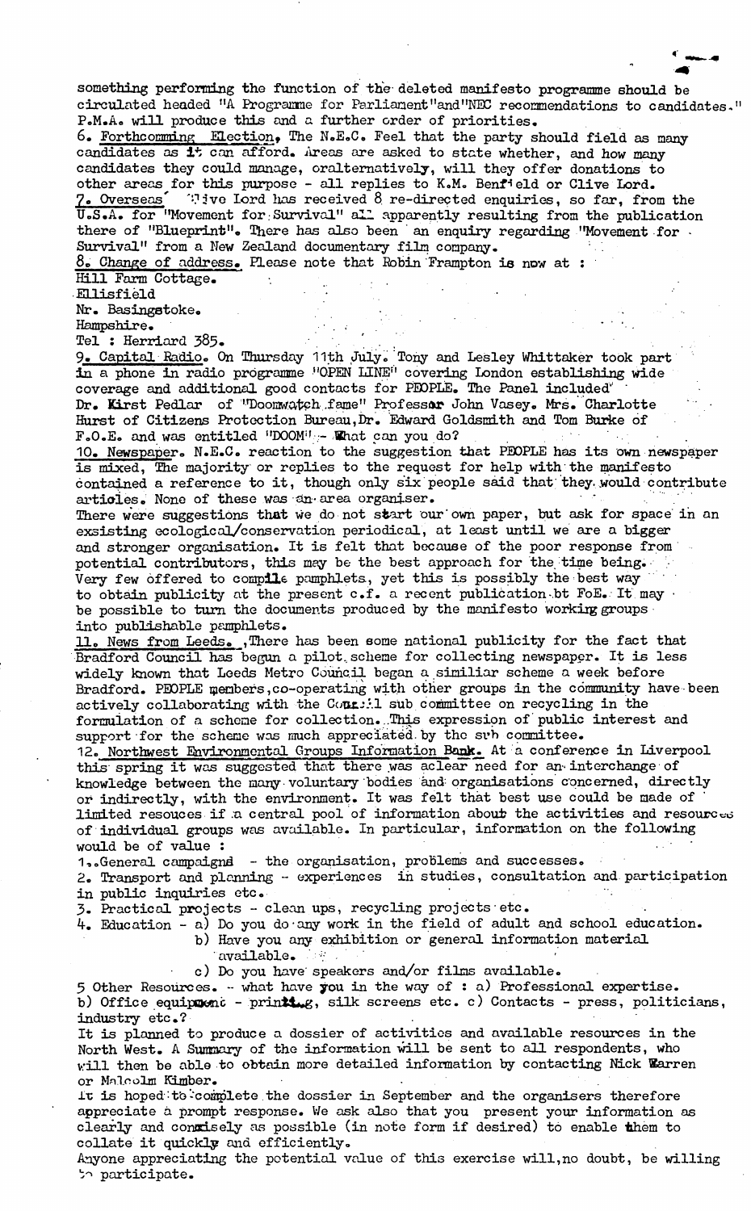something performing the function of the deleted manifesto programme should be circulated headed "A Programme for Parliament"and"NEC recommendations to candidates." P.M.A. will produce this and a further order of priorities.

6. <u>Forthcomming Election</u>, The N.E.C. Feel that the party should field as many candidates as it can afford. Areas are asked to state whether, and how many candidates they could manage, oralternatively, will they offer donations to other areas for this purpose - all replies to K.M. Benfield or Clive Lord.

7. <u>Overseas</u> Clive Lord has received 8 re-directed enquiries, so far, from the U.S.A. for "Movement for Survival" all apparently resulting from the publication there of "Blueprint". There has also been an enquiry regarding "Movement for Survival" from a New Zealand documentary film company.

8. <u>Change of address.</u> Please note that Robin Frampton is now at :

Hill Farm Cottage.
Ellisfield
Nr. Basingstoke.
Hampshire.
Tel : Herriard 385.

9. <u>Capital Radio.</u> On Thursday 11th July. Tony and Lesley Whittaker took part in a phone in radio programme "OPEN LINE" covering London establishing wide coverage and additional good contacts for PEOPLE. The Panel included Dr. Kirst Pedlar of "Doomwatch fame" Professor John Vasey. Mrs. Charlotte Hurst of Citizens Protection Bureau,Dr. Edward Goldsmith and Tom Burke of F.O.E. and was entitled "DOOM" - What can you do?

10. <u>Newspaper.</u> N.E.C. reaction to the suggestion that PEOPLE has its own newspaper is mixed, The majority or replies to the request for help with the manifesto contained a reference to it, though only six people said that they would contribute articles. None of these was an area organiser.
There were suggestions that we do not start our own paper, but ask for space in an exsisting ecological/conservation periodical, at least until we are a bigger and stronger organisation. It is felt that because of the poor response from potential contributors, this may be the best approach for the time being. Very few offered to compile pamphlets, yet this is possibly the best way to obtain publicity at the present c.f. a recent publication bt FoE. It may be possible to turn the documents produced by the manifesto working groups into publishable pamphlets.

11. <u>News from Leeds.</u> ,There has been some national publicity for the fact that Bradford Council has begun a pilot scheme for collecting newspaper. It is less widely known that Leeds Metro Council began a similiar scheme a week before Bradford. PEOPLE members,co-operating with other groups in the community have been actively collaborating with the Council sub committee on recycling in the formulation of a scheme for collection. This expression of public interest and support for the scheme was much appreciated by the sub committee.

12. <u>Northwest Environmental Groups Information Bank.</u> At a conference in Liverpool this spring it was suggested that there was aclear need for an interchange of knowledge between the many voluntary bodies and organisations concerned, directly or indirectly, with the environment. It was felt that best use could be made of limited resouces if a central pool of information about the activities and resources of individual groups was available. In particular, information on the following would be of value :

1. General campaigns - the organisation, problems and successes.
2. Transport and planning - experiences in studies, consultation and participation in public inquiries etc.
3. Practical projects - clean ups, recycling projects etc.
4. Education - a) Do you do any work in the field of adult and school education.
   b) Have you any exhibition or general information material available.
   c) Do you have speakers and/or films available.
5. Other Resources. - what have you in the way of : a) Professional expertise. b) Office equipment - printing, silk screens etc. c) Contacts - press, politicians, industry etc.?

It is planned to produce a dossier of activities and available resources in the North West. A Summary of the information will be sent to all respondents, who will then be able to obtain more detailed information by contacting Nick Warren or Malcolm Kimber.
It is hoped to complete the dossier in September and the organisers therefore appreciate a prompt response. We ask also that you present your information as clearly and consisely as possible (in note form if desired) to enable them to collate it quickly and efficiently.
Anyone appreciating the potential value of this exercise will,no doubt, be willing to participate.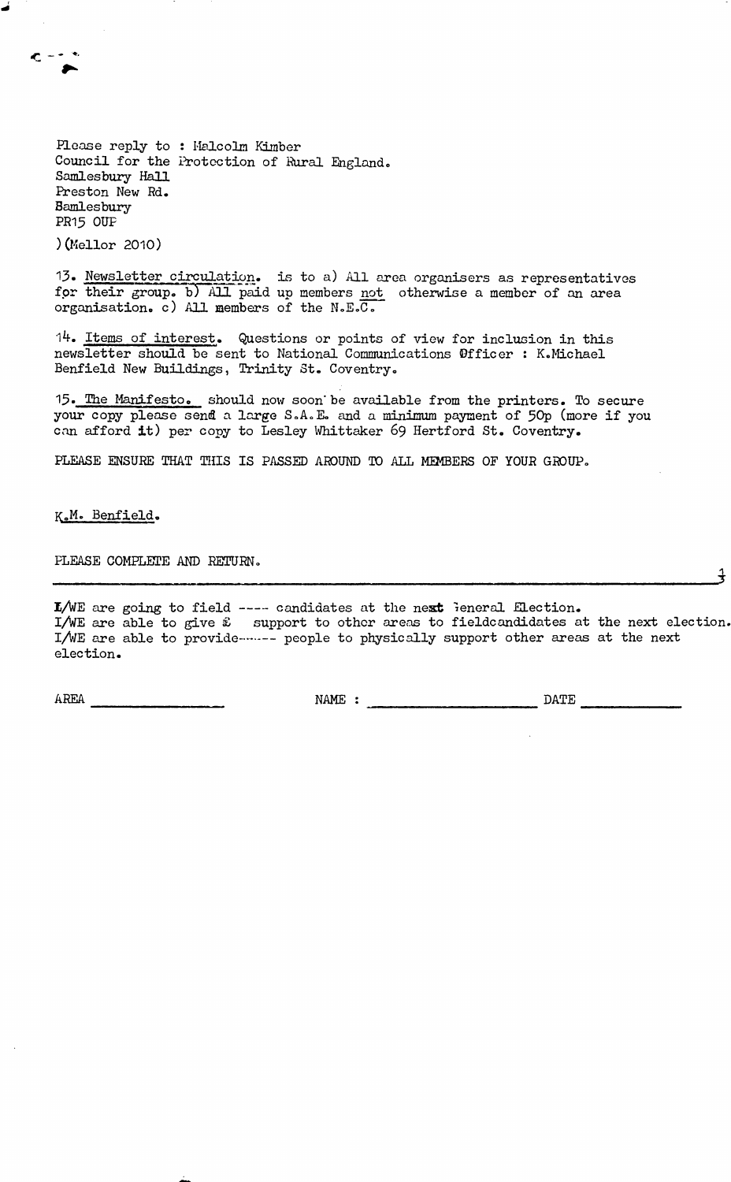Please reply to : Malcolm Kimber
Council for the Protection of Rural England.
Samlesbury Hall
Preston New Rd.
Samlesbury
PR15 OUP

)(Mellor 2010)

13. Newsletter circulation. is to a) All area organisers as representatives for their group. b) All paid up members not otherwise a member of an area organisation. c) All members of the N.E.C.

14. Items of interest. Questions or points of view for inclusion in this newsletter should be sent to National Communications Officer : K.Michael Benfield New Buildings, Trinity St. Coventry.

15. The Manifesto. should now soon be available from the printers. To secure your copy please send a large S.A.E. and a minimum payment of 50p (more if you can afford it) per copy to Lesley Whittaker 69 Hertford St. Coventry.

PLEASE ENSURE THAT THIS IS PASSED AROUND TO ALL MEMBERS OF YOUR GROUP.

K.M. Benfield.

PLEASE COMPLETE AND RETURN.

---

I/WE are going to field ---- candidates at the next General Election.
I/WE are able to give £ support to other areas to fieldcandidates at the next election.
I/WE are able to provide------ people to physically support other areas at the next election.

AREA ________________ NAME : ____________________ DATE ____________